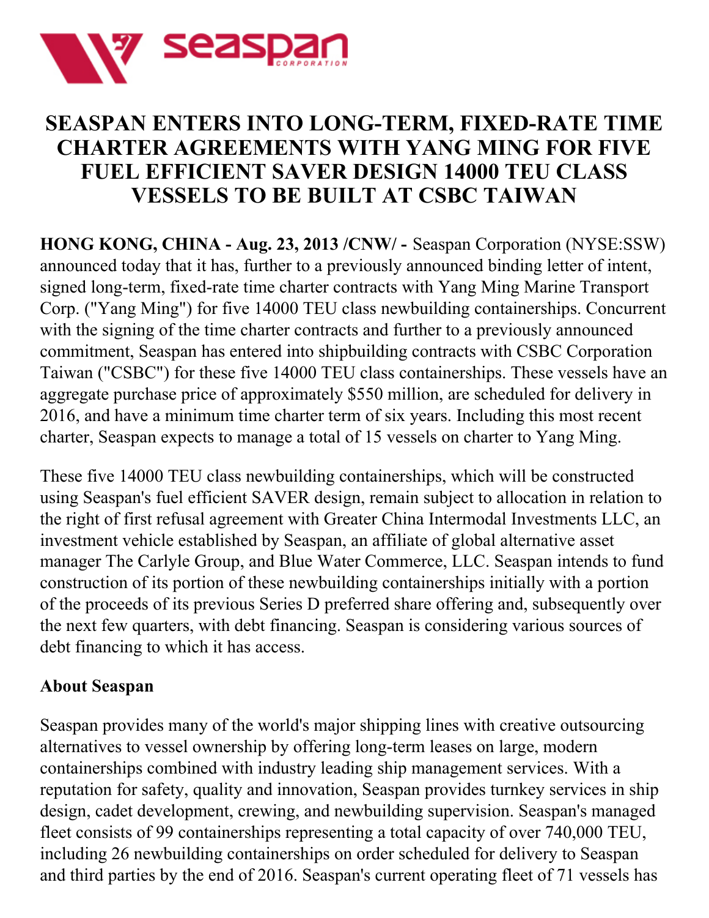# SEASPAN ENTERS INTO LONG-TERM, FIXED-RATE TIME CHARTER AGREEMENTS WITH YANG MING FOR FIVE FUEL EFFICIENT SAVER DESIGN 14000 TEU CLASS VESSELS TO BE BUILT AT CSBC TAIWAN

**HONG KONG, CHINA - Aug. 23, 2013 /CNW/ -** Seaspan Corporation (NYSE:SSW) announced today that it has, further to a previously announced binding letter of intent, signed long-term, fixed-rate time charter contracts with Yang Ming Marine Transport Corp. ("Yang Ming") for five 14000 TEU class newbuilding containerships. Concurrent with the signing of the time charter contracts and further to a previously announced commitment, Seaspan has entered into shipbuilding contracts with CSBC Corporation Taiwan ("CSBC") for these five 14000 TEU class containerships. These vessels have an aggregate purchase price of approximately $550 million, are scheduled for delivery in 2016, and have a minimum time charter term of six years. Including this most recent charter, Seaspan expects to manage a total of 15 vessels on charter to Yang Ming.

These five 14000 TEU class newbuilding containerships, which will be constructed using Seaspan's fuel efficient SAVER design, remain subject to allocation in relation to the right of first refusal agreement with Greater China Intermodal Investments LLC, an investment vehicle established by Seaspan, an affiliate of global alternative asset manager The Carlyle Group, and Blue Water Commerce, LLC. Seaspan intends to fund construction of its portion of these newbuilding containerships initially with a portion of the proceeds of its previous Series D preferred share offering and, subsequently over the next few quarters, with debt financing. Seaspan is considering various sources of debt financing to which it has access.

**About Seaspan**

Seaspan provides many of the world's major shipping lines with creative outsourcing alternatives to vessel ownership by offering long-term leases on large, modern containerships combined with industry leading ship management services. With a reputation for safety, quality and innovation, Seaspan provides turnkey services in ship design, cadet development, crewing, and newbuilding supervision. Seaspan's managed fleet consists of 99 containerships representing a total capacity of over 740,000 TEU, including 26 newbuilding containerships on order scheduled for delivery to Seaspan and third parties by the end of 2016. Seaspan's current operating fleet of 71 vessels has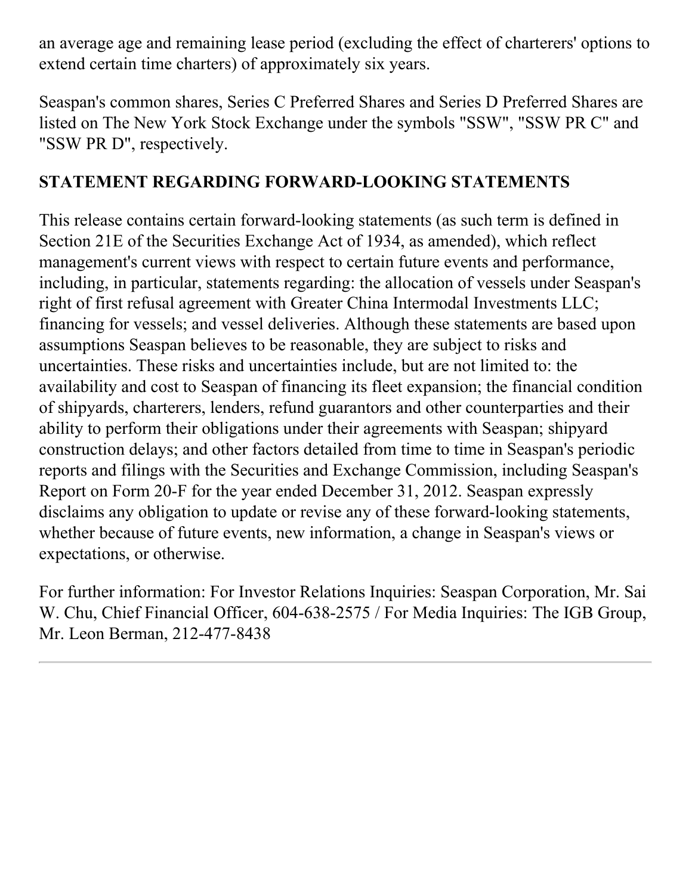an average age and remaining lease period (excluding the effect of charterers' options to extend certain time charters) of approximately six years.

Seaspan's common shares, Series C Preferred Shares and Series D Preferred Shares are listed on The New York Stock Exchange under the symbols "SSW", "SSW PR C" and "SSW PR D", respectively.

## STATEMENT REGARDING FORWARD-LOOKING STATEMENTS

This release contains certain forward-looking statements (as such term is defined in Section 21E of the Securities Exchange Act of 1934, as amended), which reflect management's current views with respect to certain future events and performance, including, in particular, statements regarding: the allocation of vessels under Seaspan's right of first refusal agreement with Greater China Intermodal Investments LLC; financing for vessels; and vessel deliveries. Although these statements are based upon assumptions Seaspan believes to be reasonable, they are subject to risks and uncertainties. These risks and uncertainties include, but are not limited to: the availability and cost to Seaspan of financing its fleet expansion; the financial condition of shipyards, charterers, lenders, refund guarantors and other counterparties and their ability to perform their obligations under their agreements with Seaspan; shipyard construction delays; and other factors detailed from time to time in Seaspan's periodic reports and filings with the Securities and Exchange Commission, including Seaspan's Report on Form 20-F for the year ended December 31, 2012. Seaspan expressly disclaims any obligation to update or revise any of these forward-looking statements, whether because of future events, new information, a change in Seaspan's views or expectations, or otherwise.

For further information: For Investor Relations Inquiries: Seaspan Corporation, Mr. Sai W. Chu, Chief Financial Officer, 604-638-2575 / For Media Inquiries: The IGB Group, Mr. Leon Berman, 212-477-8438